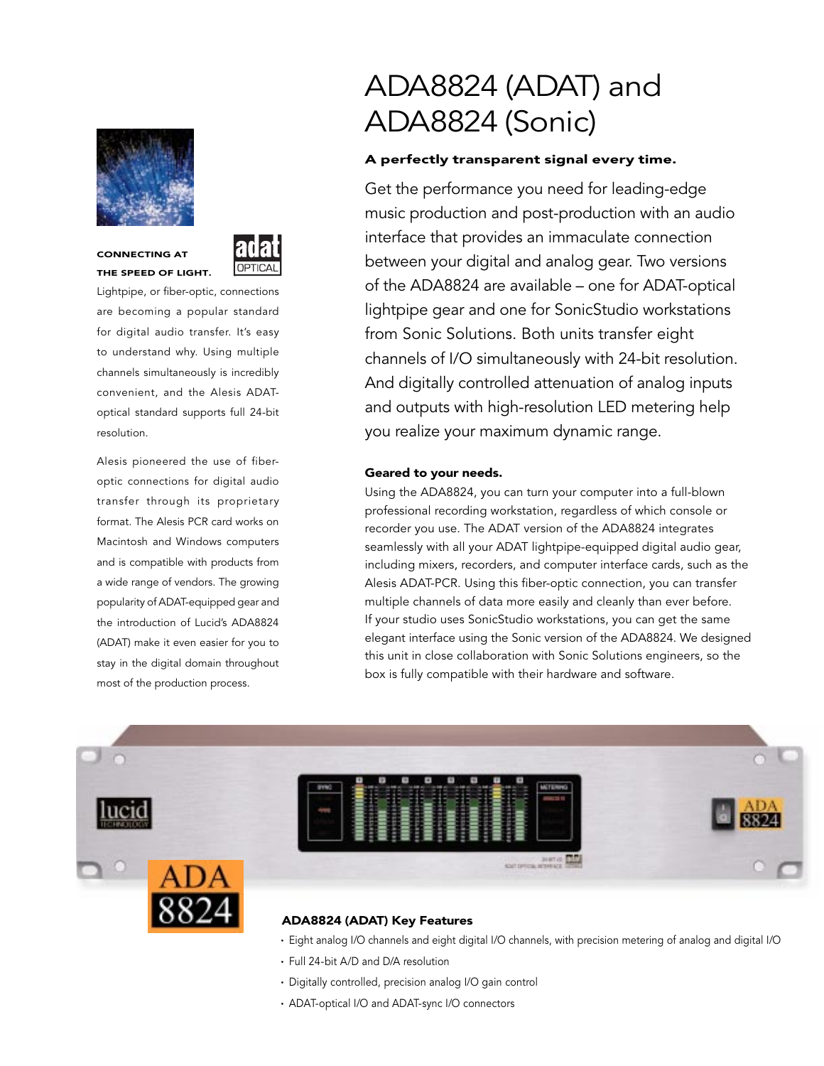# ADA8824 (ADAT) and ADA8824 (Sonic)

**A perfectly transparent signal every time.**

Get the performance you need for leading-edge music production and post-production with an audio interface that provides an immaculate connection between your digital and analog gear. Two versions of the ADA8824 are available – one for ADAT-optical lightpipe gear and one for SonicStudio workstations from Sonic Solutions. Both units transfer eight channels of I/O simultaneously with 24-bit resolution. And digitally controlled attenuation of analog inputs and outputs with high-resolution LED metering help you realize your maximum dynamic range.

**Geared to your needs.**

Using the ADA8824, you can turn your computer into a full-blown professional recording workstation, regardless of which console or recorder you use. The ADAT version of the ADA8824 integrates seamlessly with all your ADAT lightpipe-equipped digital audio gear, including mixers, recorders, and computer interface cards, such as the Alesis ADAT-PCR. Using this fiber-optic connection, you can transfer multiple channels of data more easily and cleanly than ever before. If your studio uses SonicStudio workstations, you can get the same elegant interface using the Sonic version of the ADA8824. We designed this unit in close collaboration with Sonic Solutions engineers, so the box is fully compatible with their hardware and software.

**CONNECTING AT THE SPEED OF LIGHT.**

Lightpipe, or fiber-optic, connections are becoming a popular standard for digital audio transfer. It's easy to understand why. Using multiple channels simultaneously is incredibly convenient, and the Alesis ADAT-optical standard supports full 24-bit resolution.

Alesis pioneered the use of fiber-optic connections for digital audio transfer through its proprietary format. The Alesis PCR card works on Macintosh and Windows computers and is compatible with products from a wide range of vendors. The growing popularity of ADAT-equipped gear and the introduction of Lucid's ADA8824 (ADAT) make it even easier for you to stay in the digital domain throughout most of the production process.

**ADA8824 (ADAT) Key Features**

- Eight analog I/O channels and eight digital I/O channels, with precision metering of analog and digital I/O
- Full 24-bit A/D and D/A resolution
- Digitally controlled, precision analog I/O gain control
- ADAT-optical I/O and ADAT-sync I/O connectors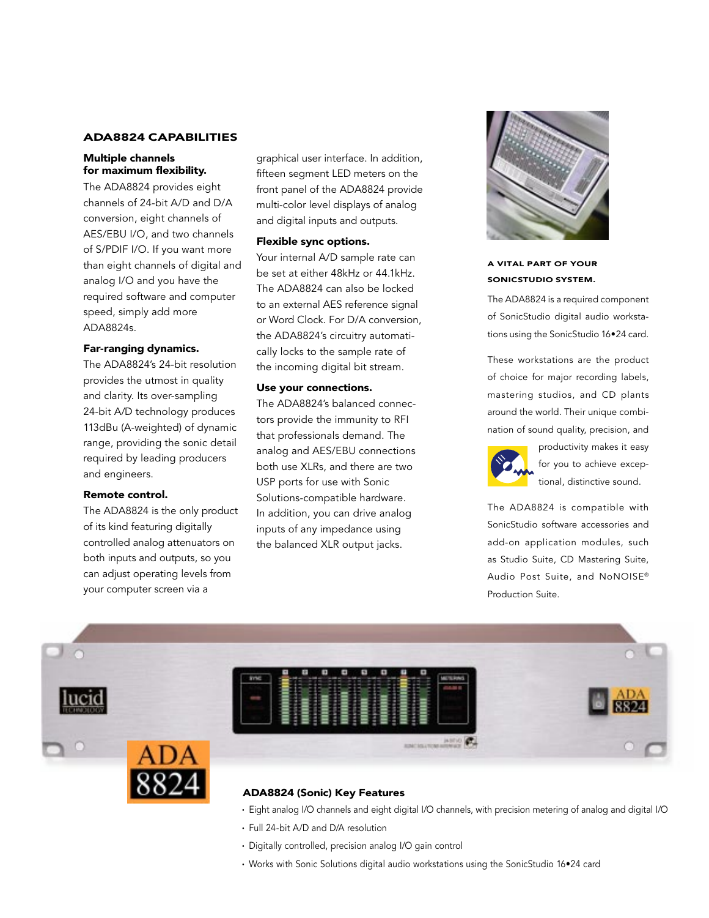## ADA8824 CAPABILITIES

### Multiple channels for maximum flexibility.

The ADA8824 provides eight channels of 24-bit A/D and D/A conversion, eight channels of AES/EBU I/O, and two channels of S/PDIF I/O. If you want more than eight channels of digital and analog I/O and you have the required software and computer speed, simply add more ADA8824s.

### Far-ranging dynamics.

The ADA8824's 24-bit resolution provides the utmost in quality and clarity. Its over-sampling 24-bit A/D technology produces 113dBu (A-weighted) of dynamic range, providing the sonic detail required by leading producers and engineers.

### Remote control.

The ADA8824 is the only product of its kind featuring digitally controlled analog attenuators on both inputs and outputs, so you can adjust operating levels from your computer screen via a graphical user interface. In addition, fifteen segment LED meters on the front panel of the ADA8824 provide multi-color level displays of analog and digital inputs and outputs.

### Flexible sync options.

Your internal A/D sample rate can be set at either 48kHz or 44.1kHz. The ADA8824 can also be locked to an external AES reference signal or Word Clock. For D/A conversion, the ADA8824's circuitry automatically locks to the sample rate of the incoming digital bit stream.

### Use your connections.

The ADA8824's balanced connectors provide the immunity to RFI that professionals demand. The analog and AES/EBU connections both use XLRs, and there are two USP ports for use with Sonic Solutions-compatible hardware. In addition, you can drive analog inputs of any impedance using the balanced XLR output jacks.

### A VITAL PART OF YOUR SONICSTUDIO SYSTEM.

The ADA8824 is a required component of SonicStudio digital audio workstations using the SonicStudio 16•24 card.

These workstations are the product of choice for major recording labels, mastering studios, and CD plants around the world. Their unique combination of sound quality, precision, and productivity makes it easy for you to achieve exceptional, distinctive sound.

The ADA8824 is compatible with SonicStudio software accessories and add-on application modules, such as Studio Suite, CD Mastering Suite, Audio Post Suite, and NoNOISE® Production Suite.

### ADA8824 (Sonic) Key Features

- Eight analog I/O channels and eight digital I/O channels, with precision metering of analog and digital I/O
- Full 24-bit A/D and D/A resolution
- Digitally controlled, precision analog I/O gain control
- Works with Sonic Solutions digital audio workstations using the SonicStudio 16•24 card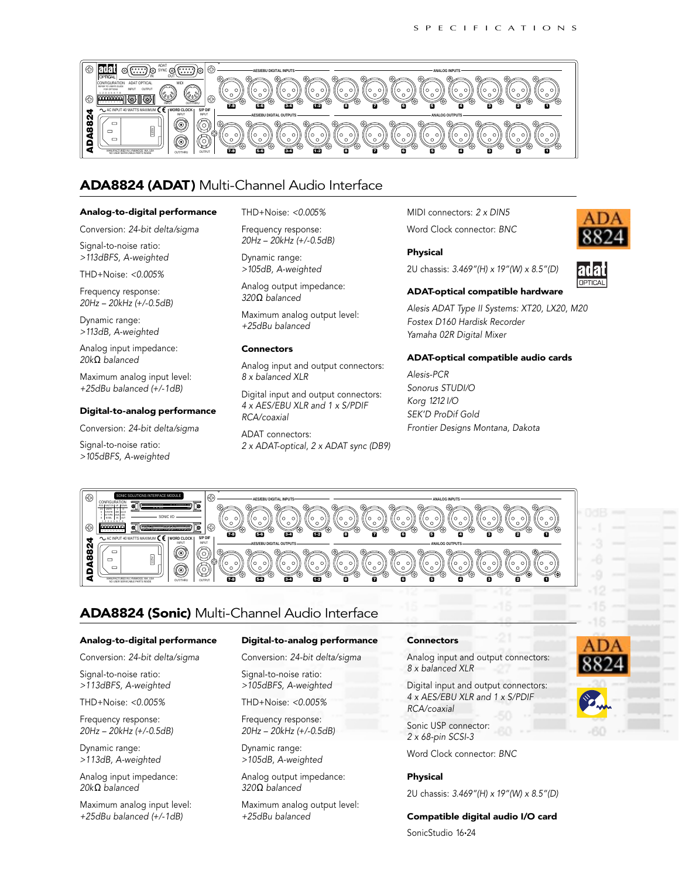## ADA8824 (ADAT) Multi-Channel Audio Interface

### Analog-to-digital performance

Conversion: *24-bit delta/sigma*

Signal-to-noise ratio: *>113dBFS, A-weighted*

THD+Noise: *<0.005%*

Frequency response: *20Hz – 20kHz (+/-0.5dB)*

Dynamic range: *>113dB, A-weighted*

Analog input impedance: *20kΩ balanced*

Maximum analog input level: *+25dBu balanced (+/-1dB)*

### Digital-to-analog performance

Conversion: *24-bit delta/sigma*

Signal-to-noise ratio: *>105dBFS, A-weighted*

THD+Noise: *<0.005%*

Frequency response: *20Hz – 20kHz (+/-0.5dB)*

Dynamic range: *>105dB, A-weighted*

Analog output impedance: *320Ω balanced*

Maximum analog output level: *+25dBu balanced*

### Connectors

Analog input and output connectors: *8 x balanced XLR*

Digital input and output connectors: *4 x AES/EBU XLR and 1 x S/PDIF RCA/coaxial*

ADAT connectors: *2 x ADAT-optical, 2 x ADAT sync (DB9)*

MIDI connectors: *2 x DIN5*

Word Clock connector: *BNC*

### Physical

2U chassis: *3.469"(H) x 19"(W) x 8.5"(D)*

### ADAT-optical compatible hardware

*Alesis ADAT Type II Systems: XT20, LX20, M20*
*Fostex D160 Hardisk Recorder*
*Yamaha 02R Digital Mixer*

### ADAT-optical compatible audio cards

*Alesis-PCR*
*Sonorus STUDI/O*
*Korg 1212 I/O*
*SEK'D ProDif Gold*
*Frontier Designs Montana, Dakota*

## ADA8824 (Sonic) Multi-Channel Audio Interface

### Analog-to-digital performance

Conversion: *24-bit delta/sigma*

Signal-to-noise ratio: *>113dBFS, A-weighted*

THD+Noise: *<0.005%*

Frequency response: *20Hz – 20kHz (+/-0.5dB)*

Dynamic range: *>113dB, A-weighted*

Analog input impedance: *20kΩ balanced*

Maximum analog input level: *+25dBu balanced (+/-1dB)*

### Digital-to-analog performance

Conversion: *24-bit delta/sigma*

Signal-to-noise ratio: *>105dBFS, A-weighted*

THD+Noise: *<0.005%*

Frequency response: *20Hz – 20kHz (+/-0.5dB)*

Dynamic range: *>105dB, A-weighted*

Analog output impedance: *320Ω balanced*

Maximum analog output level: *+25dBu balanced*

### Connectors

Analog input and output connectors: *8 x balanced XLR*

Digital input and output connectors: *4 x AES/EBU XLR and 1 x S/PDIF RCA/coaxial*

Sonic USP connector: *2 x 68-pin SCSI-3*

Word Clock connector: *BNC*

### Physical

2U chassis: *3.469"(H) x 19"(W) x 8.5"(D)*

### Compatible digital audio I/O card

SonicStudio 16•24